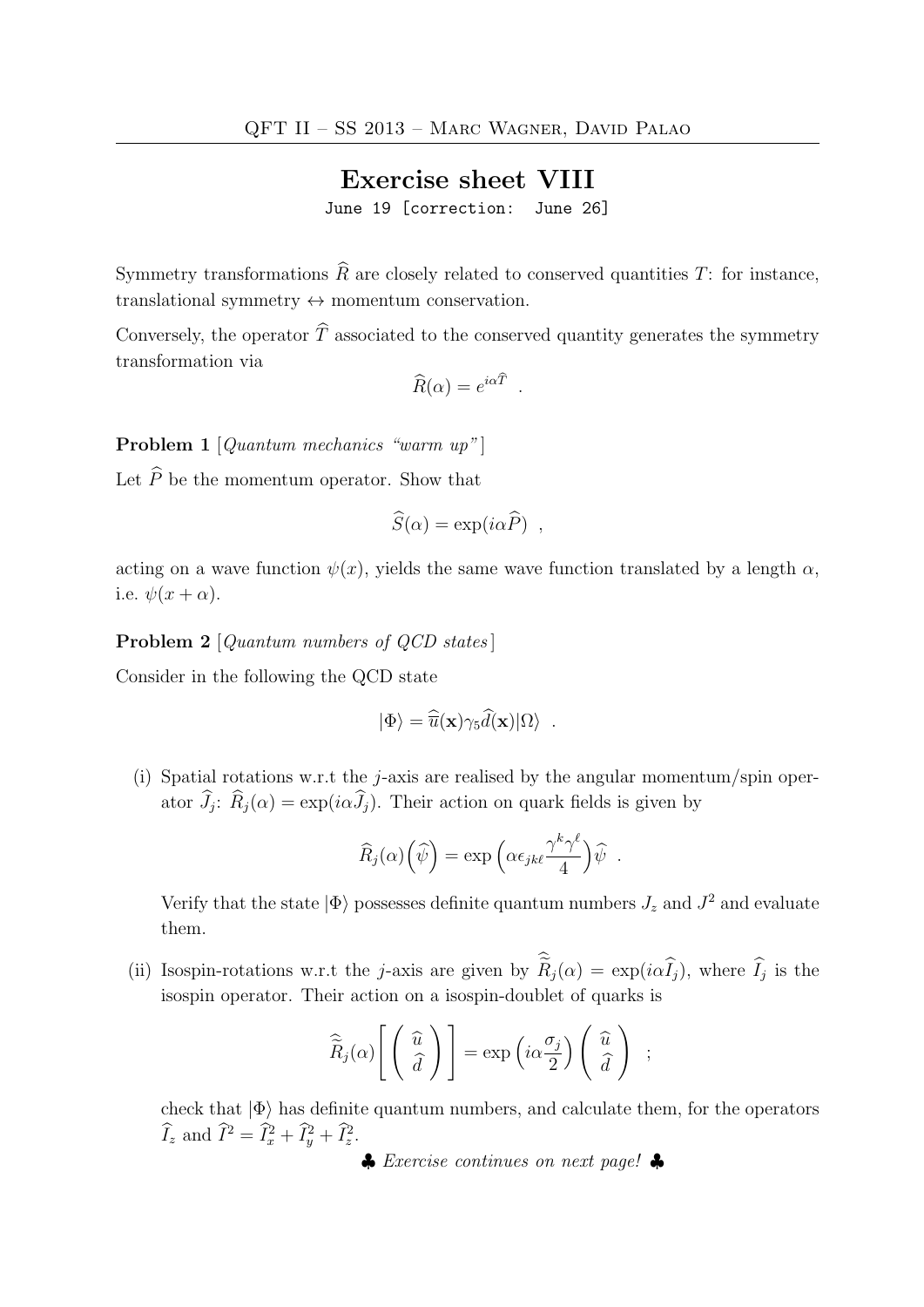# Exercise sheet VIII

June 19 [correction: June 26]

Symmetry transformations $\widehat{R}$ are closely related to conserved quantities $T$: for instance, translational symmetry $\leftrightarrow$ momentum conservation.

Conversely, the operator $\widehat{T}$ associated to the conserved quantity generates the symmetry transformation via

$$\widehat{R}(\alpha) = e^{i\alpha\widehat{T}} \quad .$$

**Problem 1** [*Quantum mechanics "warm up"*]

Let $\widehat{P}$ be the momentum operator. Show that

$$\widehat{S}(\alpha) = \exp(i\alpha\widehat{P}) \quad ,$$

acting on a wave function $\psi(x)$, yields the same wave function translated by a length $\alpha$, i.e. $\psi(x+\alpha)$.

**Problem 2** [*Quantum numbers of QCD states*]

Consider in the following the QCD state

$$|\Phi\rangle = \widehat{\bar{u}}(\mathbf{x})\gamma_5\widehat{d}(\mathbf{x})|\Omega\rangle \quad .$$

(i) Spatial rotations w.r.t the $j$-axis are realised by the angular momentum/spin operator $\widehat{J}_j$: $\widehat{R}_j(\alpha) = \exp(i\alpha\widehat{J}_j)$. Their action on quark fields is given by

$$\widehat{R}_j(\alpha)\Big(\widehat{\psi}\Big) = \exp\Big(\alpha\epsilon_{jk\ell}\frac{\gamma^k\gamma^\ell}{4}\Big)\widehat{\psi} \quad .$$

Verify that the state $|\Phi\rangle$ possesses definite quantum numbers $J_z$ and $J^2$ and evaluate them.

(ii) Isospin-rotations w.r.t the $j$-axis are given by $\widehat{\widehat{R}}_j(\alpha) = \exp(i\alpha\widehat{I}_j)$, where $\widehat{I}_j$ is the isospin operator. Their action on a isospin-doublet of quarks is

$$\widehat{\widehat{R}}_j(\alpha)\Bigg[\begin{pmatrix}\widehat{u}\\ \widehat{d}\end{pmatrix}\Bigg] = \exp\Big(i\alpha\frac{\sigma_j}{2}\Big)\begin{pmatrix}\widehat{u}\\ \widehat{d}\end{pmatrix} \quad ;$$

check that $|\Phi\rangle$ has definite quantum numbers, and calculate them, for the operators $\widehat{I}_z$ and $\widehat{I}^2 = \widehat{I}_x^2 + \widehat{I}_y^2 + \widehat{I}_z^2$.

♣ *Exercise continues on next page!* ♣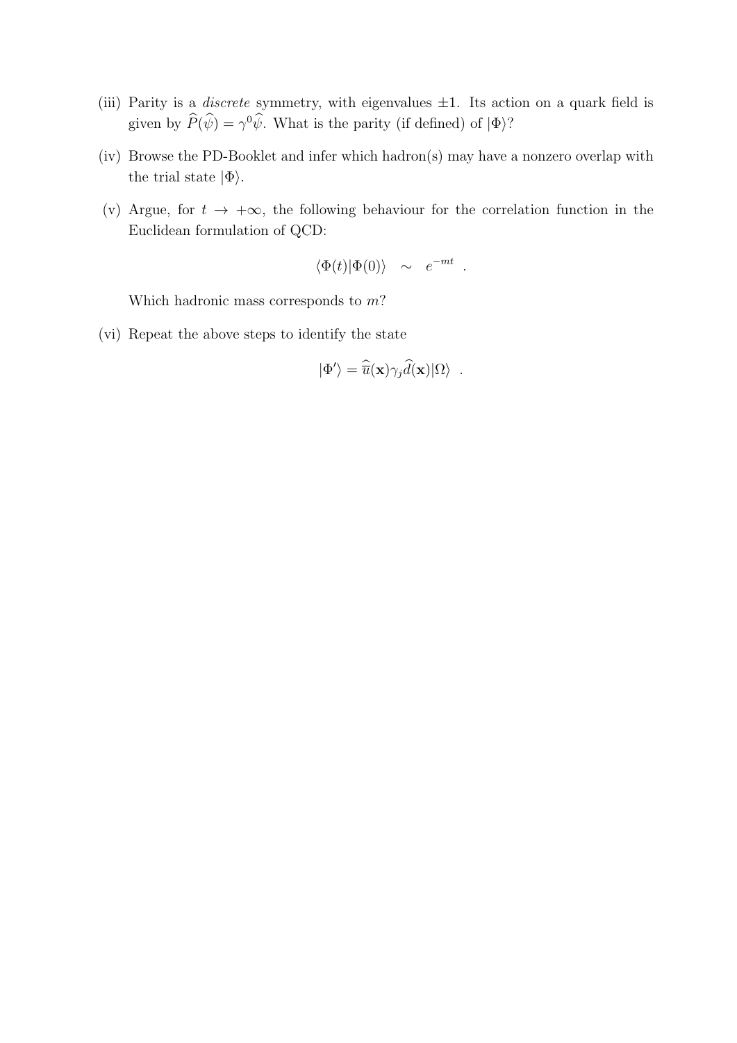(iii) Parity is a *discrete* symmetry, with eigenvalues $\pm 1$. Its action on a quark field is given by $\widehat{P}(\widehat{\psi}) = \gamma^0 \widehat{\psi}$. What is the parity (if defined) of $|\Phi\rangle$?

(iv) Browse the PD-Booklet and infer which hadron(s) may have a nonzero overlap with the trial state $|\Phi\rangle$.

(v) Argue, for $t \to +\infty$, the following behaviour for the correlation function in the Euclidean formulation of QCD:

$$\langle \Phi(t) | \Phi(0) \rangle \quad \sim \quad e^{-mt} \ .$$

Which hadronic mass corresponds to $m$?

(vi) Repeat the above steps to identify the state

$$|\Phi'\rangle = \widehat{\overline{u}}(\mathbf{x}) \gamma_j \widehat{d}(\mathbf{x}) |\Omega\rangle \ .$$